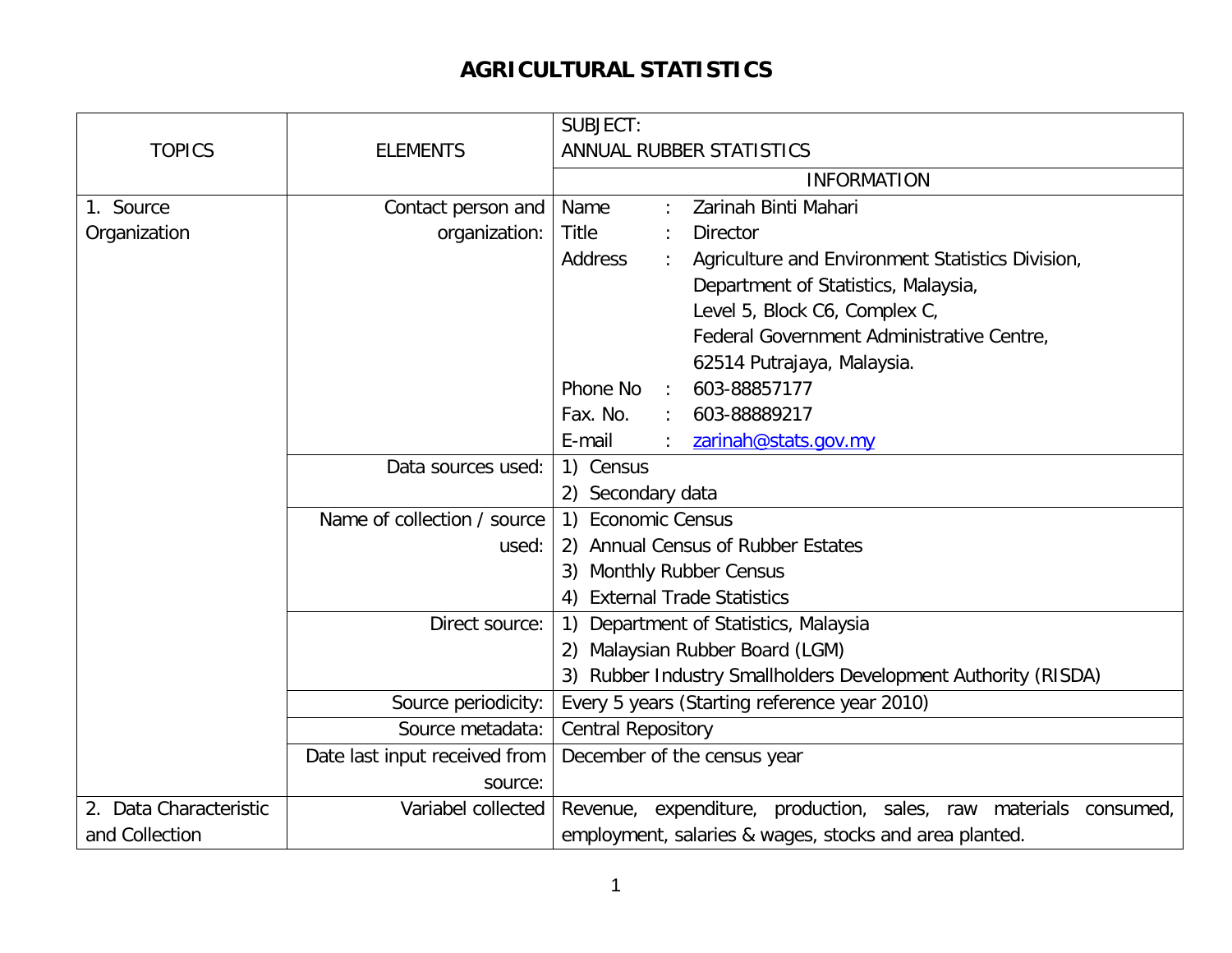# AGRICULTURAL STATISTICS

| TOPICS | ELEMENTS | SUBJECT: ANNUAL RUBBER STATISTICS |
|---|---|---|
| | | INFORMATION |
| 1. Source Organization | Contact person and organization: | Name : Zarinah Binti Mahari<br>Title : Director<br>Address : Agriculture and Environment Statistics Division, Department of Statistics, Malaysia, Level 5, Block C6, Complex C, Federal Government Administrative Centre, 62514 Putrajaya, Malaysia.<br>Phone No : 603-88857177<br>Fax. No. : 603-88889217<br>E-mail : zarinah@stats.gov.my |
| | Data sources used: | 1) Census<br>2) Secondary data |
| | Name of collection / source used: | 1) Economic Census<br>2) Annual Census of Rubber Estates<br>3) Monthly Rubber Census<br>4) External Trade Statistics |
| | Direct source: | 1) Department of Statistics, Malaysia<br>2) Malaysian Rubber Board (LGM)<br>3) Rubber Industry Smallholders Development Authority (RISDA) |
| | Source periodicity: | Every 5 years (Starting reference year 2010) |
| | Source metadata: | Central Repository |
| | Date last input received from source: | December of the census year |
| 2. Data Characteristic and Collection | Variabel collected | Revenue, expenditure, production, sales, raw materials consumed, employment, salaries & wages, stocks and area planted. |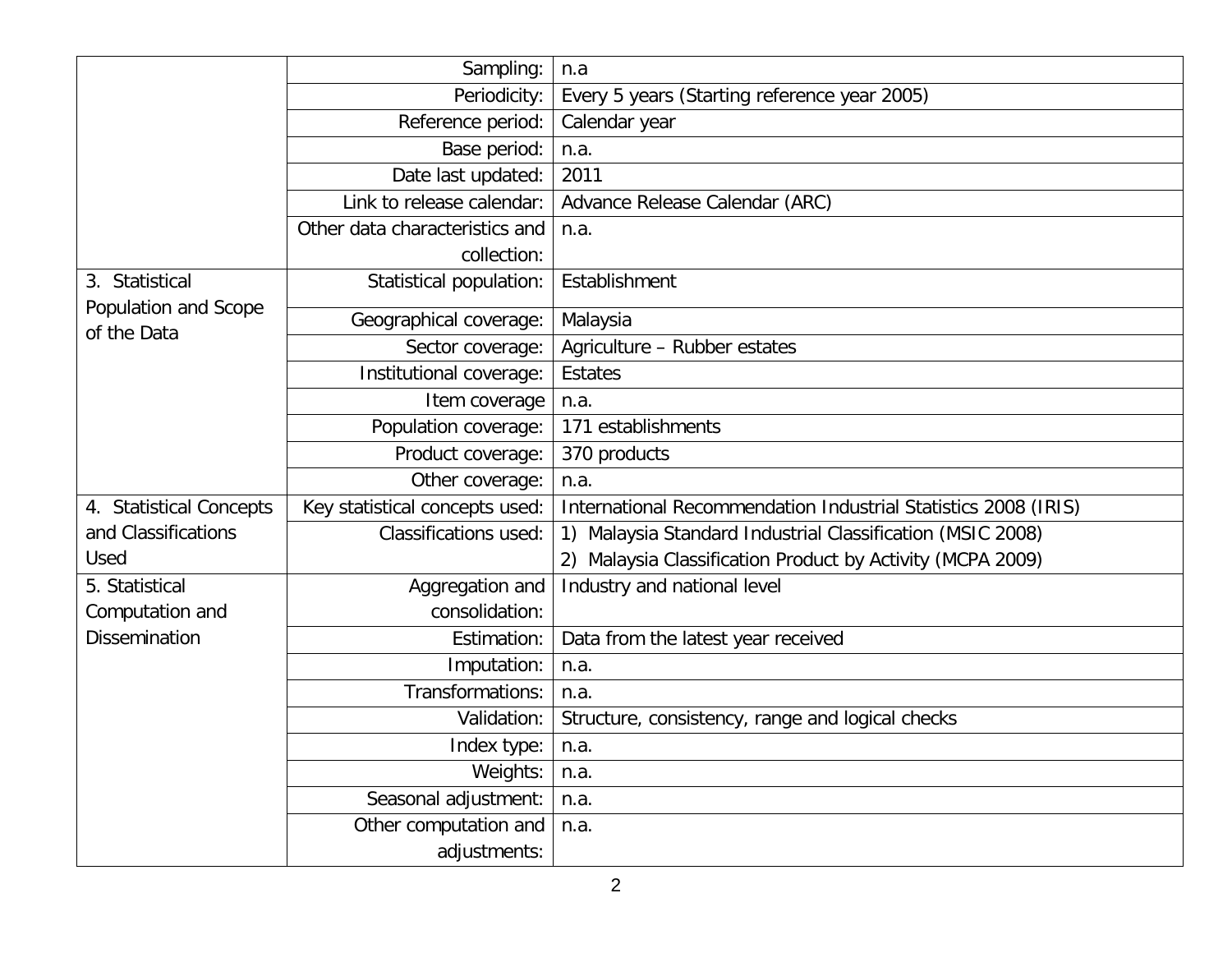| | | |
|---|---|---|
| | Sampling: | n.a |
| | Periodicity: | Every 5 years (Starting reference year 2005) |
| | Reference period: | Calendar year |
| | Base period: | n.a. |
| | Date last updated: | 2011 |
| | Link to release calendar: | Advance Release Calendar (ARC) |
| | Other data characteristics and collection: | n.a. |
| 3. Statistical Population and Scope of the Data | Statistical population: | Establishment |
| | Geographical coverage: | Malaysia |
| | Sector coverage: | Agriculture – Rubber estates |
| | Institutional coverage: | Estates |
| | Item coverage | n.a. |
| | Population coverage: | 171 establishments |
| | Product coverage: | 370 products |
| | Other coverage: | n.a. |
| 4. Statistical Concepts and Classifications Used | Key statistical concepts used: | International Recommendation Industrial Statistics 2008 (IRIS) |
| | Classifications used: | 1) Malaysia Standard Industrial Classification (MSIC 2008)<br>2) Malaysia Classification Product by Activity (MCPA 2009) |
| 5. Statistical Computation and Dissemination | Aggregation and consolidation: | Industry and national level |
| | Estimation: | Data from the latest year received |
| | Imputation: | n.a. |
| | Transformations: | n.a. |
| | Validation: | Structure, consistency, range and logical checks |
| | Index type: | n.a. |
| | Weights: | n.a. |
| | Seasonal adjustment: | n.a. |
| | Other computation and adjustments: | n.a. |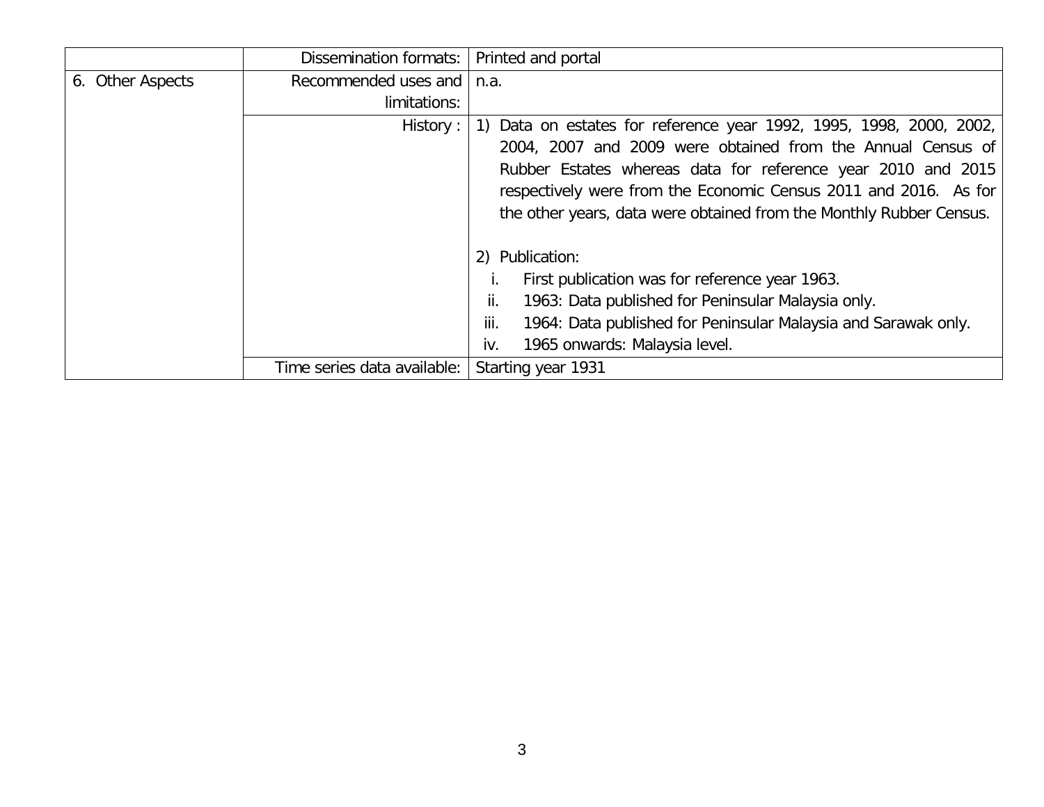| | | |
|---|---|---|
| | Dissemination formats: | Printed and portal |
| 6. Other Aspects | Recommended uses and limitations: | n.a. |
| | History : | 1) Data on estates for reference year 1992, 1995, 1998, 2000, 2002, 2004, 2007 and 2009 were obtained from the Annual Census of Rubber Estates whereas data for reference year 2010 and 2015 respectively were from the Economic Census 2011 and 2016. As for the other years, data were obtained from the Monthly Rubber Census.<br><br>2) Publication:<br>i. First publication was for reference year 1963.<br>ii. 1963: Data published for Peninsular Malaysia only.<br>iii. 1964: Data published for Peninsular Malaysia and Sarawak only.<br>iv. 1965 onwards: Malaysia level. |
| | Time series data available: | Starting year 1931 |